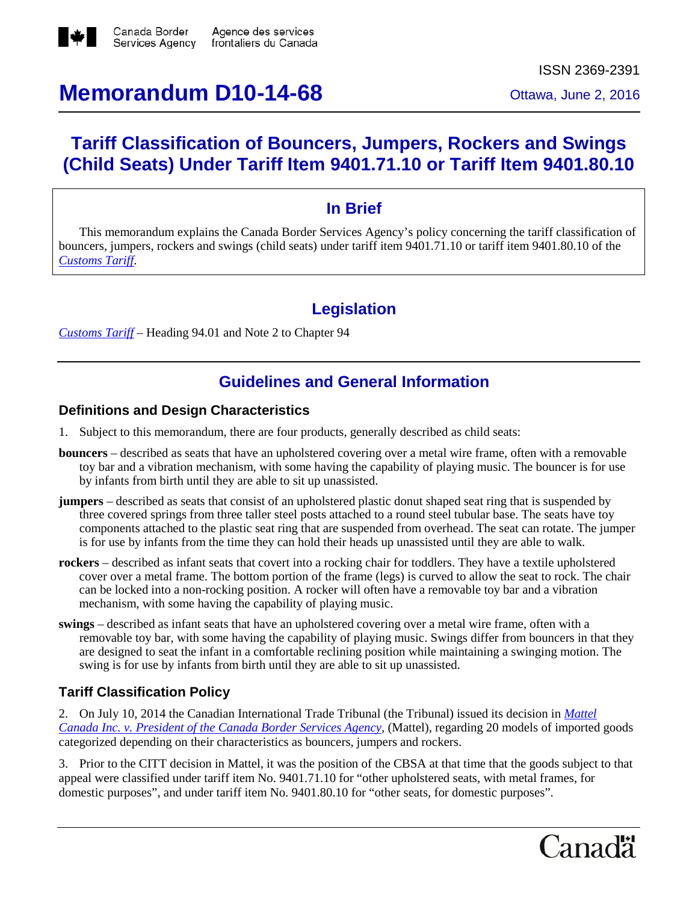Canada Border Services Agency | Agence des services frontaliers du Canada

ISSN 2369-2391

# Memorandum D10-14-68

Ottawa, June 2, 2016

## Tariff Classification of Bouncers, Jumpers, Rockers and Swings (Child Seats) Under Tariff Item 9401.71.10 or Tariff Item 9401.80.10

### In Brief

This memorandum explains the Canada Border Services Agency's policy concerning the tariff classification of bouncers, jumpers, rockers and swings (child seats) under tariff item 9401.71.10 or tariff item 9401.80.10 of the *Customs Tariff*.

### Legislation

*Customs Tariff* – Heading 94.01 and Note 2 to Chapter 94

## Guidelines and General Information

### Definitions and Design Characteristics

1. Subject to this memorandum, there are four products, generally described as child seats:

**bouncers** – described as seats that have an upholstered covering over a metal wire frame, often with a removable toy bar and a vibration mechanism, with some having the capability of playing music. The bouncer is for use by infants from birth until they are able to sit up unassisted.

**jumpers** – described as seats that consist of an upholstered plastic donut shaped seat ring that is suspended by three covered springs from three taller steel posts attached to a round steel tubular base. The seats have toy components attached to the plastic seat ring that are suspended from overhead. The seat can rotate. The jumper is for use by infants from the time they can hold their heads up unassisted until they are able to walk.

**rockers** – described as infant seats that covert into a rocking chair for toddlers. They have a textile upholstered cover over a metal frame. The bottom portion of the frame (legs) is curved to allow the seat to rock. The chair can be locked into a non-rocking position. A rocker will often have a removable toy bar and a vibration mechanism, with some having the capability of playing music.

**swings** – described as infant seats that have an upholstered covering over a metal wire frame, often with a removable toy bar, with some having the capability of playing music. Swings differ from bouncers in that they are designed to seat the infant in a comfortable reclining position while maintaining a swinging motion. The swing is for use by infants from birth until they are able to sit up unassisted.

### Tariff Classification Policy

2. On July 10, 2014 the Canadian International Trade Tribunal (the Tribunal) issued its decision in *Mattel Canada Inc. v. President of the Canada Border Services Agency*, (Mattel), regarding 20 models of imported goods categorized depending on their characteristics as bouncers, jumpers and rockers.

3. Prior to the CITT decision in Mattel, it was the position of the CBSA at that time that the goods subject to that appeal were classified under tariff item No. 9401.71.10 for "other upholstered seats, with metal frames, for domestic purposes", and under tariff item No. 9401.80.10 for "other seats, for domestic purposes".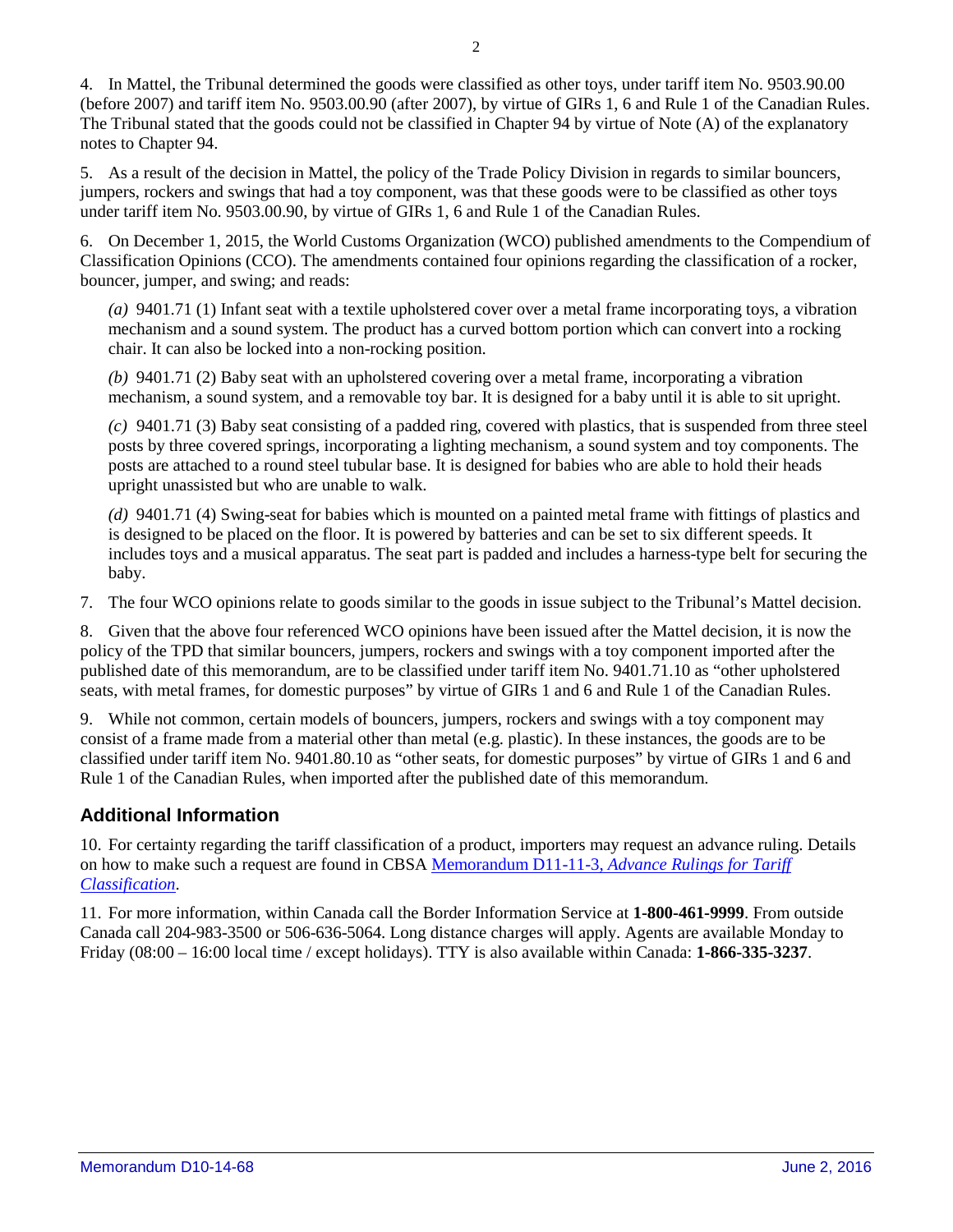4. In Mattel, the Tribunal determined the goods were classified as other toys, under tariff item No. 9503.90.00 (before 2007) and tariff item No. 9503.00.90 (after 2007), by virtue of GIRs 1, 6 and Rule 1 of the Canadian Rules. The Tribunal stated that the goods could not be classified in Chapter 94 by virtue of Note (A) of the explanatory notes to Chapter 94.

5. As a result of the decision in Mattel, the policy of the Trade Policy Division in regards to similar bouncers, jumpers, rockers and swings that had a toy component, was that these goods were to be classified as other toys under tariff item No. 9503.00.90, by virtue of GIRs 1, 6 and Rule 1 of the Canadian Rules.

6. On December 1, 2015, the World Customs Organization (WCO) published amendments to the Compendium of Classification Opinions (CCO). The amendments contained four opinions regarding the classification of a rocker, bouncer, jumper, and swing; and reads:

> *(a)* 9401.71 (1) Infant seat with a textile upholstered cover over a metal frame incorporating toys, a vibration mechanism and a sound system. The product has a curved bottom portion which can convert into a rocking chair. It can also be locked into a non-rocking position.
>
> *(b)* 9401.71 (2) Baby seat with an upholstered covering over a metal frame, incorporating a vibration mechanism, a sound system, and a removable toy bar. It is designed for a baby until it is able to sit upright.
>
> *(c)* 9401.71 (3) Baby seat consisting of a padded ring, covered with plastics, that is suspended from three steel posts by three covered springs, incorporating a lighting mechanism, a sound system and toy components. The posts are attached to a round steel tubular base. It is designed for babies who are able to hold their heads upright unassisted but who are unable to walk.
>
> *(d)* 9401.71 (4) Swing-seat for babies which is mounted on a painted metal frame with fittings of plastics and is designed to be placed on the floor. It is powered by batteries and can be set to six different speeds. It includes toys and a musical apparatus. The seat part is padded and includes a harness-type belt for securing the baby.

7. The four WCO opinions relate to goods similar to the goods in issue subject to the Tribunal's Mattel decision.

8. Given that the above four referenced WCO opinions have been issued after the Mattel decision, it is now the policy of the TPD that similar bouncers, jumpers, rockers and swings with a toy component imported after the published date of this memorandum, are to be classified under tariff item No. 9401.71.10 as "other upholstered seats, with metal frames, for domestic purposes" by virtue of GIRs 1 and 6 and Rule 1 of the Canadian Rules.

9. While not common, certain models of bouncers, jumpers, rockers and swings with a toy component may consist of a frame made from a material other than metal (e.g. plastic). In these instances, the goods are to be classified under tariff item No. 9401.80.10 as "other seats, for domestic purposes" by virtue of GIRs 1 and 6 and Rule 1 of the Canadian Rules, when imported after the published date of this memorandum.

## Additional Information

10. For certainty regarding the tariff classification of a product, importers may request an advance ruling. Details on how to make such a request are found in CBSA Memorandum D11-11-3, *Advance Rulings for Tariff Classification*.

11. For more information, within Canada call the Border Information Service at **1-800-461-9999**. From outside Canada call 204-983-3500 or 506-636-5064. Long distance charges will apply. Agents are available Monday to Friday (08:00 – 16:00 local time / except holidays). TTY is also available within Canada: **1-866-335-3237**.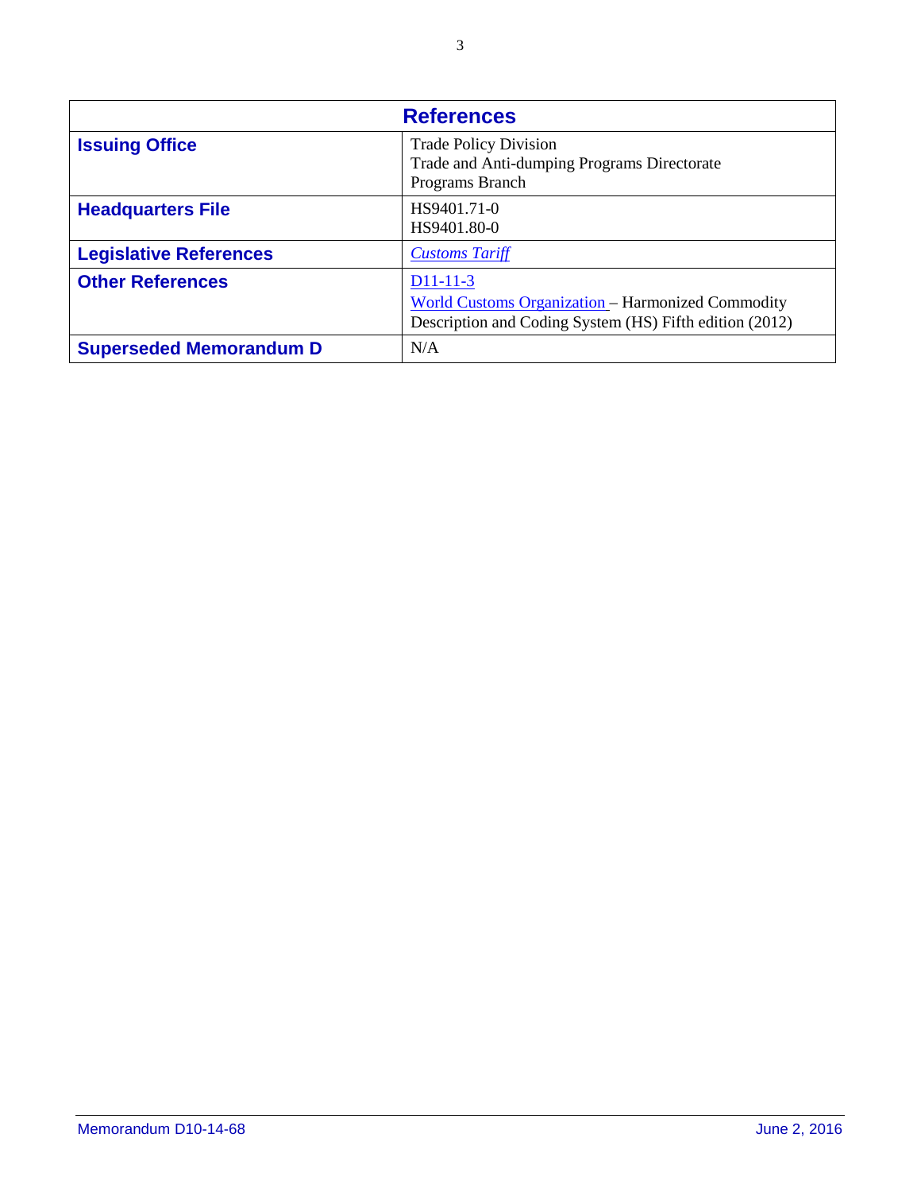| References | |
|---|---|
| **Issuing Office** | Trade Policy Division<br>Trade and Anti-dumping Programs Directorate<br>Programs Branch |
| **Headquarters File** | HS9401.71-0<br>HS9401.80-0 |
| **Legislative References** | *Customs Tariff* |
| **Other References** | D11-11-3<br>World Customs Organization – Harmonized Commodity Description and Coding System (HS) Fifth edition (2012) |
| **Superseded Memorandum D** | N/A |